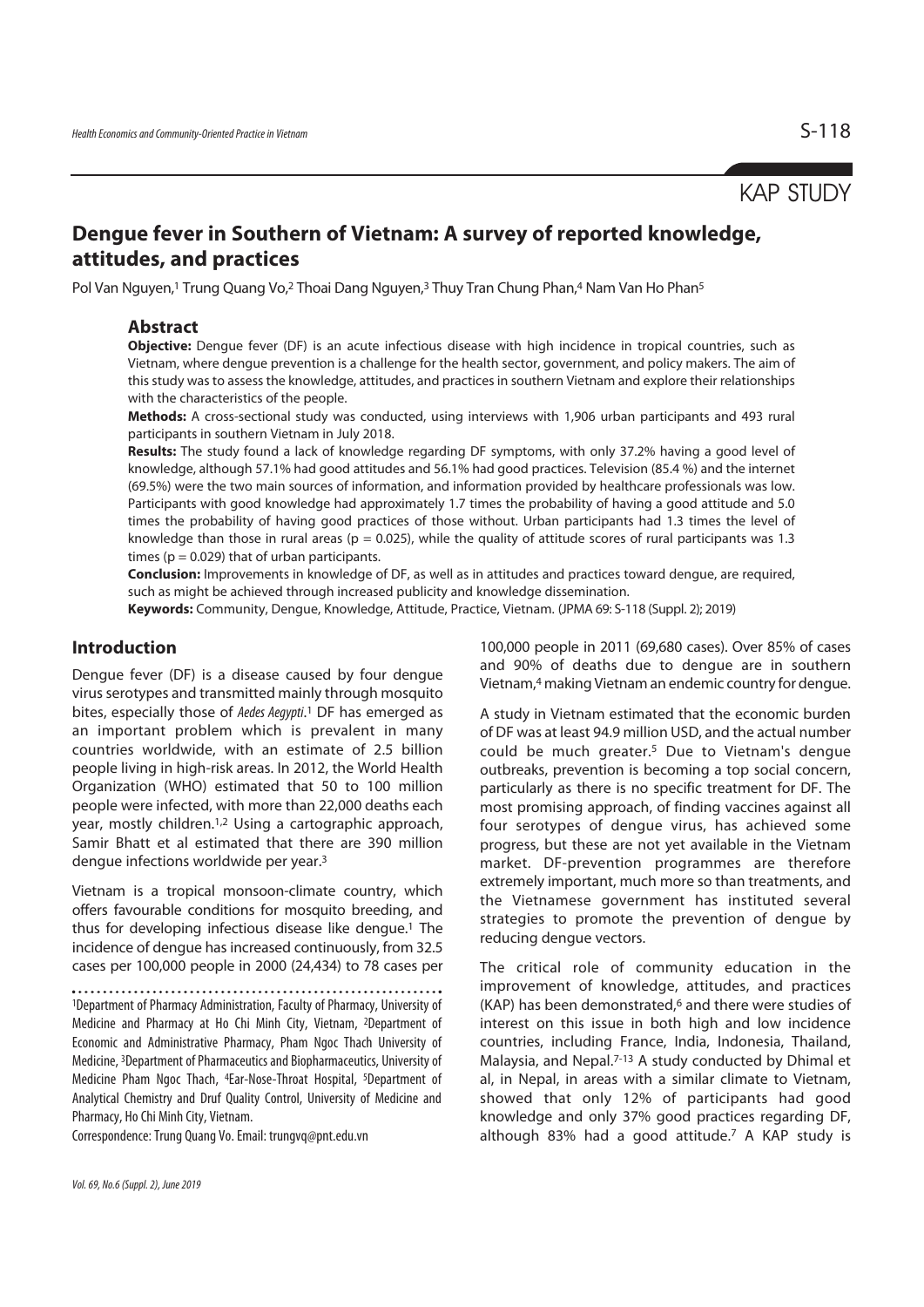KAP STUDY

# Dengue fever in Southern of Vietnam: A survey of reported knowledge, attitudes, and practices

Pol Van Nguyen,[1] Trung Quang Vo,[2] Thoai Dang Nguyen,[3] Thuy Tran Chung Phan,[4] Nam Van Ho Phan[5]

## Abstract

**Objective:** Dengue fever (DF) is an acute infectious disease with high incidence in tropical countries, such as Vietnam, where dengue prevention is a challenge for the health sector, government, and policy makers. The aim of this study was to assess the knowledge, attitudes, and practices in southern Vietnam and explore their relationships with the characteristics of the people.

**Methods:** A cross-sectional study was conducted, using interviews with 1,906 urban participants and 493 rural participants in southern Vietnam in July 2018.

**Results:** The study found a lack of knowledge regarding DF symptoms, with only 37.2% having a good level of knowledge, although 57.1% had good attitudes and 56.1% had good practices. Television (85.4 %) and the internet (69.5%) were the two main sources of information, and information provided by healthcare professionals was low. Participants with good knowledge had approximately 1.7 times the probability of having a good attitude and 5.0 times the probability of having good practices of those without. Urban participants had 1.3 times the level of knowledge than those in rural areas ($p = 0.025$), while the quality of attitude scores of rural participants was 1.3 times ($p = 0.029$) that of urban participants.

**Conclusion:** Improvements in knowledge of DF, as well as in attitudes and practices toward dengue, are required, such as might be achieved through increased publicity and knowledge dissemination.

**Keywords:** Community, Dengue, Knowledge, Attitude, Practice, Vietnam. (JPMA 69: S-118 (Suppl. 2); 2019)

## Introduction

Dengue fever (DF) is a disease caused by four dengue virus serotypes and transmitted mainly through mosquito bites, especially those of *Aedes Aegypti*.[1] DF has emerged as an important problem which is prevalent in many countries worldwide, with an estimate of 2.5 billion people living in high-risk areas. In 2012, the World Health Organization (WHO) estimated that 50 to 100 million people were infected, with more than 22,000 deaths each year, mostly children.[1,2] Using a cartographic approach, Samir Bhatt et al estimated that there are 390 million dengue infections worldwide per year.[3]

Vietnam is a tropical monsoon-climate country, which offers favourable conditions for mosquito breeding, and thus for developing infectious disease like dengue.[1] The incidence of dengue has increased continuously, from 32.5 cases per 100,000 people in 2000 (24,434) to 78 cases per 100,000 people in 2011 (69,680 cases). Over 85% of cases and 90% of deaths due to dengue are in southern Vietnam,[4] making Vietnam an endemic country for dengue.

A study in Vietnam estimated that the economic burden of DF was at least 94.9 million USD, and the actual number could be much greater.[5] Due to Vietnam's dengue outbreaks, prevention is becoming a top social concern, particularly as there is no specific treatment for DF. The most promising approach, of finding vaccines against all four serotypes of dengue virus, has achieved some progress, but these are not yet available in the Vietnam market. DF-prevention programmes are therefore extremely important, much more so than treatments, and the Vietnamese government has instituted several strategies to promote the prevention of dengue by reducing dengue vectors.

The critical role of community education in the improvement of knowledge, attitudes, and practices (KAP) has been demonstrated,[6] and there were studies of interest on this issue in both high and low incidence countries, including France, India, Indonesia, Thailand, Malaysia, and Nepal.[7-13] A study conducted by Dhimal et al, in Nepal, in areas with a similar climate to Vietnam, showed that only 12% of participants had good knowledge and only 37% good practices regarding DF, although 83% had a good attitude.[7] A KAP study is

---

[1]Department of Pharmacy Administration, Faculty of Pharmacy, University of Medicine and Pharmacy at Ho Chi Minh City, Vietnam, [2]Department of Economic and Administrative Pharmacy, Pham Ngoc Thach University of Medicine, [3]Department of Pharmaceutics and Biopharmaceutics, University of Medicine Pham Ngoc Thach, [4]Ear-Nose-Throat Hospital, [5]Department of Analytical Chemistry and Druf Quality Control, University of Medicine and Pharmacy, Ho Chi Minh City, Vietnam.

Correspondence: Trung Quang Vo. Email: trungvq@pnt.edu.vn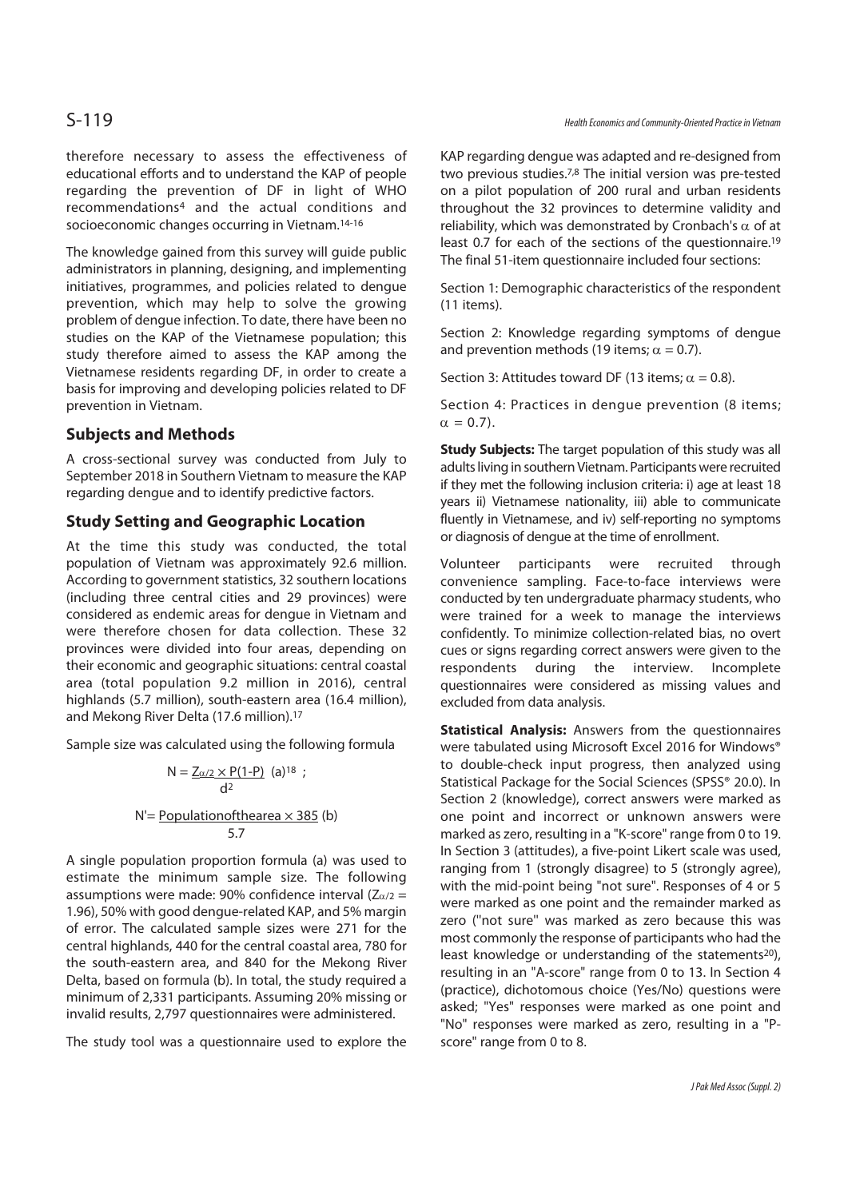therefore necessary to assess the effectiveness of educational efforts and to understand the KAP of people regarding the prevention of DF in light of WHO recommendations[4] and the actual conditions and socioeconomic changes occurring in Vietnam.[14-16]

The knowledge gained from this survey will guide public administrators in planning, designing, and implementing initiatives, programmes, and policies related to dengue prevention, which may help to solve the growing problem of dengue infection. To date, there have been no studies on the KAP of the Vietnamese population; this study therefore aimed to assess the KAP among the Vietnamese residents regarding DF, in order to create a basis for improving and developing policies related to DF prevention in Vietnam.

## Subjects and Methods

A cross-sectional survey was conducted from July to September 2018 in Southern Vietnam to measure the KAP regarding dengue and to identify predictive factors.

## Study Setting and Geographic Location

At the time this study was conducted, the total population of Vietnam was approximately 92.6 million. According to government statistics, 32 southern locations (including three central cities and 29 provinces) were considered as endemic areas for dengue in Vietnam and were therefore chosen for data collection. These 32 provinces were divided into four areas, depending on their economic and geographic situations: central coastal area (total population 9.2 million in 2016), central highlands (5.7 million), south-eastern area (16.4 million), and Mekong River Delta (17.6 million).[17]

Sample size was calculated using the following formula

$$N = \frac{Z_{\alpha/2} \times P(1-P)}{d^2} \quad \text{(a)}^{18};$$

$$N' = \frac{\text{Population of the area} \times 385}{5.7} \quad \text{(b)}$$

A single population proportion formula (a) was used to estimate the minimum sample size. The following assumptions were made: 90% confidence interval ($Z_{\alpha/2}$ = 1.96), 50% with good dengue-related KAP, and 5% margin of error. The calculated sample sizes were 271 for the central highlands, 440 for the central coastal area, 780 for the south-eastern area, and 840 for the Mekong River Delta, based on formula (b). In total, the study required a minimum of 2,331 participants. Assuming 20% missing or invalid results, 2,797 questionnaires were administered.

The study tool was a questionnaire used to explore the KAP regarding dengue was adapted and re-designed from two previous studies.[7,8] The initial version was pre-tested on a pilot population of 200 rural and urban residents throughout the 32 provinces to determine validity and reliability, which was demonstrated by Cronbach's $\alpha$ of at least 0.7 for each of the sections of the questionnaire.[19] The final 51-item questionnaire included four sections:

Section 1: Demographic characteristics of the respondent (11 items).

Section 2: Knowledge regarding symptoms of dengue and prevention methods (19 items; $\alpha$ = 0.7).

Section 3: Attitudes toward DF (13 items; $\alpha$ = 0.8).

Section 4: Practices in dengue prevention (8 items; $\alpha$ = 0.7).

**Study Subjects:** The target population of this study was all adults living in southern Vietnam. Participants were recruited if they met the following inclusion criteria: i) age at least 18 years ii) Vietnamese nationality, iii) able to communicate fluently in Vietnamese, and iv) self-reporting no symptoms or diagnosis of dengue at the time of enrollment.

Volunteer participants were recruited through convenience sampling. Face-to-face interviews were conducted by ten undergraduate pharmacy students, who were trained for a week to manage the interviews confidently. To minimize collection-related bias, no overt cues or signs regarding correct answers were given to the respondents during the interview. Incomplete questionnaires were considered as missing values and excluded from data analysis.

**Statistical Analysis:** Answers from the questionnaires were tabulated using Microsoft Excel 2016 for Windows® to double-check input progress, then analyzed using Statistical Package for the Social Sciences (SPSS® 20.0). In Section 2 (knowledge), correct answers were marked as one point and incorrect or unknown answers were marked as zero, resulting in a "K-score" range from 0 to 19. In Section 3 (attitudes), a five-point Likert scale was used, ranging from 1 (strongly disagree) to 5 (strongly agree), with the mid-point being "not sure". Responses of 4 or 5 were marked as one point and the remainder marked as zero ("not sure" was marked as zero because this was most commonly the response of participants who had the least knowledge or understanding of the statements[20]), resulting in an "A-score" range from 0 to 13. In Section 4 (practice), dichotomous choice (Yes/No) questions were asked; "Yes" responses were marked as one point and "No" responses were marked as zero, resulting in a "P-score" range from 0 to 8.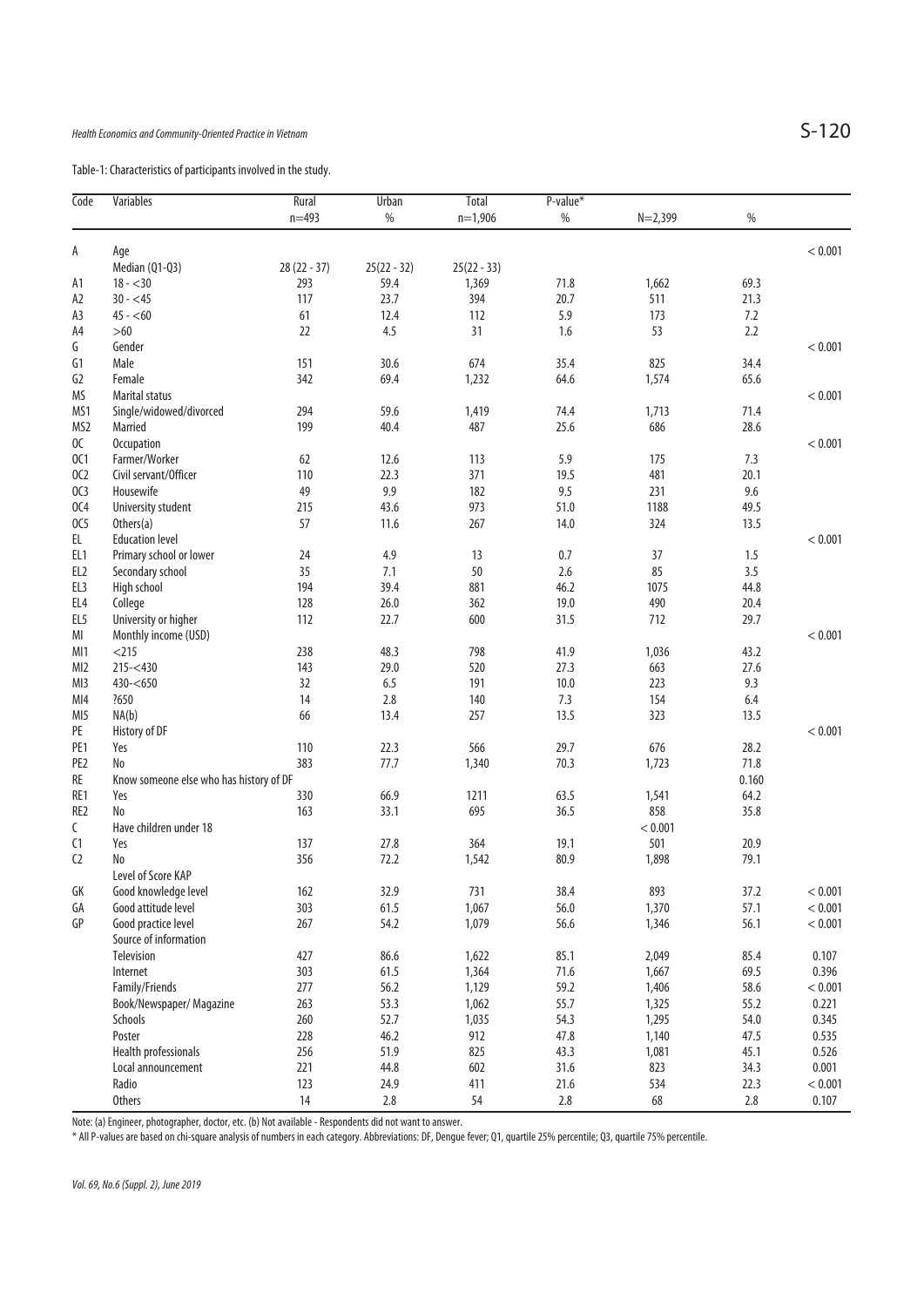Table-1: Characteristics of participants involved in the study.

| Code | Variables | Rural | Urban | Total | P-value* | | | |
|---|---|---|---|---|---|---|---|---|
| | | n=493 | % | n=1,906 | % | N=2,399 | % | |
| A | Age | | | | | | | < 0.001 |
| | Median (Q1-Q3) | 28 (22 - 37) | 25(22 - 32) | 25(22 - 33) | | | | |
| A1 | 18 - <30 | 293 | 59.4 | 1,369 | 71.8 | 1,662 | 69.3 | |
| A2 | 30 - <45 | 117 | 23.7 | 394 | 20.7 | 511 | 21.3 | |
| A3 | 45 - <60 | 61 | 12.4 | 112 | 5.9 | 173 | 7.2 | |
| A4 | >60 | 22 | 4.5 | 31 | 1.6 | 53 | 2.2 | |
| G | Gender | | | | | | | < 0.001 |
| G1 | Male | 151 | 30.6 | 674 | 35.4 | 825 | 34.4 | |
| G2 | Female | 342 | 69.4 | 1,232 | 64.6 | 1,574 | 65.6 | |
| MS | Marital status | | | | | | | < 0.001 |
| MS1 | Single/widowed/divorced | 294 | 59.6 | 1,419 | 74.4 | 1,713 | 71.4 | |
| MS2 | Married | 199 | 40.4 | 487 | 25.6 | 686 | 28.6 | |
| OC | Occupation | | | | | | | < 0.001 |
| OC1 | Farmer/Worker | 62 | 12.6 | 113 | 5.9 | 175 | 7.3 | |
| OC2 | Civil servant/Officer | 110 | 22.3 | 371 | 19.5 | 481 | 20.1 | |
| OC3 | Housewife | 49 | 9.9 | 182 | 9.5 | 231 | 9.6 | |
| OC4 | University student | 215 | 43.6 | 973 | 51.0 | 1188 | 49.5 | |
| OC5 | Others(a) | 57 | 11.6 | 267 | 14.0 | 324 | 13.5 | |
| EL | Education level | | | | | | | < 0.001 |
| EL1 | Primary school or lower | 24 | 4.9 | 13 | 0.7 | 37 | 1.5 | |
| EL2 | Secondary school | 35 | 7.1 | 50 | 2.6 | 85 | 3.5 | |
| EL3 | High school | 194 | 39.4 | 881 | 46.2 | 1075 | 44.8 | |
| EL4 | College | 128 | 26.0 | 362 | 19.0 | 490 | 20.4 | |
| EL5 | University or higher | 112 | 22.7 | 600 | 31.5 | 712 | 29.7 | |
| MI | Monthly income (USD) | | | | | | | < 0.001 |
| MI1 | <215 | 238 | 48.3 | 798 | 41.9 | 1,036 | 43.2 | |
| MI2 | 215-<430 | 143 | 29.0 | 520 | 27.3 | 663 | 27.6 | |
| MI3 | 430-<650 | 32 | 6.5 | 191 | 10.0 | 223 | 9.3 | |
| MI4 | ?650 | 14 | 2.8 | 140 | 7.3 | 154 | 6.4 | |
| MI5 | NA(b) | 66 | 13.4 | 257 | 13.5 | 323 | 13.5 | |
| PE | History of DF | | | | | | | < 0.001 |
| PE1 | Yes | 110 | 22.3 | 566 | 29.7 | 676 | 28.2 | |
| PE2 | No | 383 | 77.7 | 1,340 | 70.3 | 1,723 | 71.8 | |
| RE | Know someone else who has history of DF | | | | | | 0.160 | |
| RE1 | Yes | 330 | 66.9 | 1211 | 63.5 | 1,541 | 64.2 | |
| RE2 | No | 163 | 33.1 | 695 | 36.5 | 858 | 35.8 | |
| C | Have children under 18 | | | | | < 0.001 | | |
| C1 | Yes | 137 | 27.8 | 364 | 19.1 | 501 | 20.9 | |
| C2 | No | 356 | 72.2 | 1,542 | 80.9 | 1,898 | 79.1 | |
| | Level of Score KAP | | | | | | | |
| GK | Good knowledge level | 162 | 32.9 | 731 | 38.4 | 893 | 37.2 | < 0.001 |
| GA | Good attitude level | 303 | 61.5 | 1,067 | 56.0 | 1,370 | 57.1 | < 0.001 |
| GP | Good practice level | 267 | 54.2 | 1,079 | 56.6 | 1,346 | 56.1 | < 0.001 |
| | Source of information | | | | | | | |
| | Television | 427 | 86.6 | 1,622 | 85.1 | 2,049 | 85.4 | 0.107 |
| | Internet | 303 | 61.5 | 1,364 | 71.6 | 1,667 | 69.5 | 0.396 |
| | Family/Friends | 277 | 56.2 | 1,129 | 59.2 | 1,406 | 58.6 | < 0.001 |
| | Book/Newspaper/ Magazine | 263 | 53.3 | 1,062 | 55.7 | 1,325 | 55.2 | 0.221 |
| | Schools | 260 | 52.7 | 1,035 | 54.3 | 1,295 | 54.0 | 0.345 |
| | Poster | 228 | 46.2 | 912 | 47.8 | 1,140 | 47.5 | 0.535 |
| | Health professionals | 256 | 51.9 | 825 | 43.3 | 1,081 | 45.1 | 0.526 |
| | Local announcement | 221 | 44.8 | 602 | 31.6 | 823 | 34.3 | 0.001 |
| | Radio | 123 | 24.9 | 411 | 21.6 | 534 | 22.3 | < 0.001 |
| | Others | 14 | 2.8 | 54 | 2.8 | 68 | 2.8 | 0.107 |

Note: (a) Engineer, photographer, doctor, etc. (b) Not available - Respondents did not want to answer.

* All P-values are based on chi-square analysis of numbers in each category. Abbreviations: DF, Dengue fever; Q1, quartile 25% percentile; Q3, quartile 75% percentile.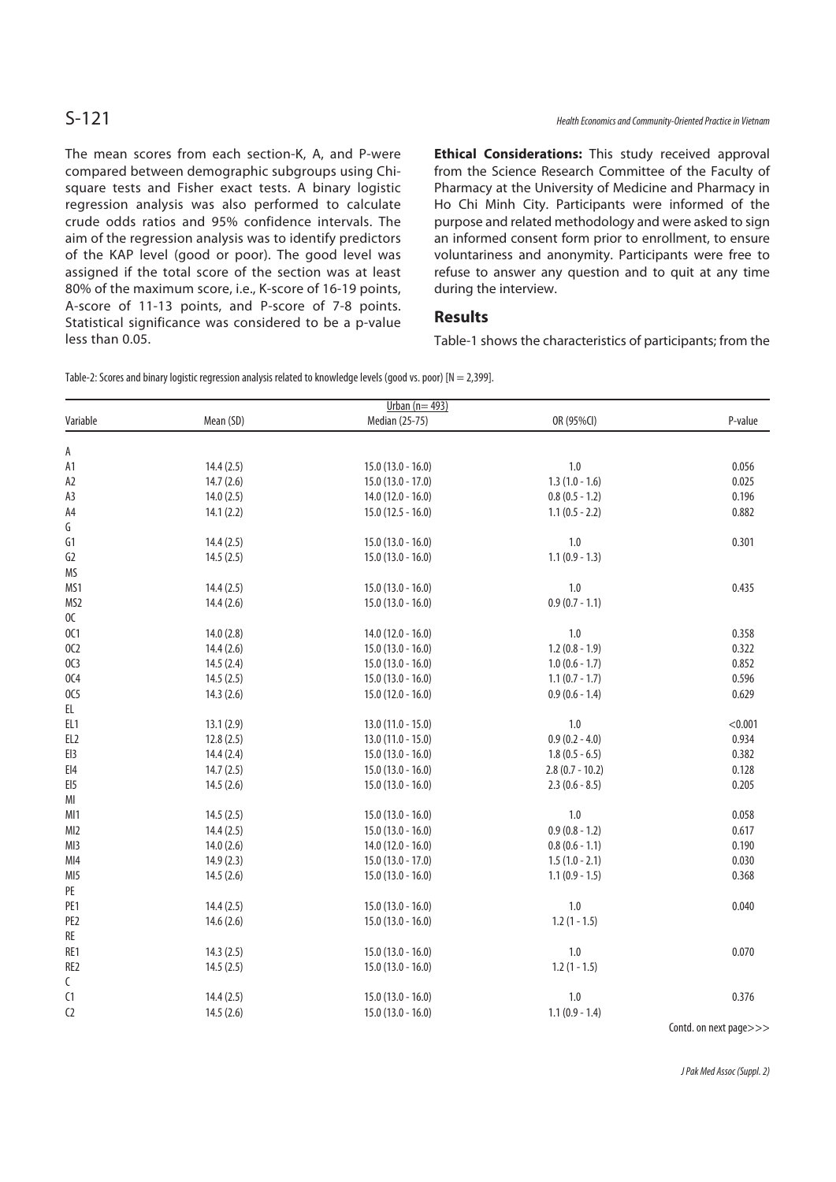The mean scores from each section-K, A, and P-were compared between demographic subgroups using Chi-square tests and Fisher exact tests. A binary logistic regression analysis was also performed to calculate crude odds ratios and 95% confidence intervals. The aim of the regression analysis was to identify predictors of the KAP level (good or poor). The good level was assigned if the total score of the section was at least 80% of the maximum score, i.e., K-score of 16-19 points, A-score of 11-13 points, and P-score of 7-8 points. Statistical significance was considered to be a p-value less than 0.05.

**Ethical Considerations:** This study received approval from the Science Research Committee of the Faculty of Pharmacy at the University of Medicine and Pharmacy in Ho Chi Minh City. Participants were informed of the purpose and related methodology and were asked to sign an informed consent form prior to enrollment, to ensure voluntariness and anonymity. Participants were free to refuse to answer any question and to quit at any time during the interview.

## Results

Table-1 shows the characteristics of participants; from the

Table-2: Scores and binary logistic regression analysis related to knowledge levels (good vs. poor) [N = 2,399].

| | | Urban (n= 493) | | |
|---|---|---|---|---|
| Variable | Mean (SD) | Median (25-75) | OR (95%CI) | P-value |
| A | | | | |
| A1 | 14.4 (2.5) | 15.0 (13.0 - 16.0) | 1.0 | 0.056 |
| A2 | 14.7 (2.6) | 15.0 (13.0 - 17.0) | 1.3 (1.0 - 1.6) | 0.025 |
| A3 | 14.0 (2.5) | 14.0 (12.0 - 16.0) | 0.8 (0.5 - 1.2) | 0.196 |
| A4 | 14.1 (2.2) | 15.0 (12.5 - 16.0) | 1.1 (0.5 - 2.2) | 0.882 |
| G | | | | |
| G1 | 14.4 (2.5) | 15.0 (13.0 - 16.0) | 1.0 | 0.301 |
| G2 | 14.5 (2.5) | 15.0 (13.0 - 16.0) | 1.1 (0.9 - 1.3) | |
| MS | | | | |
| MS1 | 14.4 (2.5) | 15.0 (13.0 - 16.0) | 1.0 | 0.435 |
| MS2 | 14.4 (2.6) | 15.0 (13.0 - 16.0) | 0.9 (0.7 - 1.1) | |
| OC | | | | |
| OC1 | 14.0 (2.8) | 14.0 (12.0 - 16.0) | 1.0 | 0.358 |
| OC2 | 14.4 (2.6) | 15.0 (13.0 - 16.0) | 1.2 (0.8 - 1.9) | 0.322 |
| OC3 | 14.5 (2.4) | 15.0 (13.0 - 16.0) | 1.0 (0.6 - 1.7) | 0.852 |
| OC4 | 14.5 (2.5) | 15.0 (13.0 - 16.0) | 1.1 (0.7 - 1.7) | 0.596 |
| OC5 | 14.3 (2.6) | 15.0 (12.0 - 16.0) | 0.9 (0.6 - 1.4) | 0.629 |
| EL | | | | |
| EL1 | 13.1 (2.9) | 13.0 (11.0 - 15.0) | 1.0 | <0.001 |
| EL2 | 12.8 (2.5) | 13.0 (11.0 - 15.0) | 0.9 (0.2 - 4.0) | 0.934 |
| EI3 | 14.4 (2.4) | 15.0 (13.0 - 16.0) | 1.8 (0.5 - 6.5) | 0.382 |
| EI4 | 14.7 (2.5) | 15.0 (13.0 - 16.0) | 2.8 (0.7 - 10.2) | 0.128 |
| EI5 | 14.5 (2.6) | 15.0 (13.0 - 16.0) | 2.3 (0.6 - 8.5) | 0.205 |
| MI | | | | |
| MI1 | 14.5 (2.5) | 15.0 (13.0 - 16.0) | 1.0 | 0.058 |
| MI2 | 14.4 (2.5) | 15.0 (13.0 - 16.0) | 0.9 (0.8 - 1.2) | 0.617 |
| MI3 | 14.0 (2.6) | 14.0 (12.0 - 16.0) | 0.8 (0.6 - 1.1) | 0.190 |
| MI4 | 14.9 (2.3) | 15.0 (13.0 - 17.0) | 1.5 (1.0 - 2.1) | 0.030 |
| MI5 | 14.5 (2.6) | 15.0 (13.0 - 16.0) | 1.1 (0.9 - 1.5) | 0.368 |
| PE | | | | |
| PE1 | 14.4 (2.5) | 15.0 (13.0 - 16.0) | 1.0 | 0.040 |
| PE2 | 14.6 (2.6) | 15.0 (13.0 - 16.0) | 1.2 (1 - 1.5) | |
| RE | | | | |
| RE1 | 14.3 (2.5) | 15.0 (13.0 - 16.0) | 1.0 | 0.070 |
| RE2 | 14.5 (2.5) | 15.0 (13.0 - 16.0) | 1.2 (1 - 1.5) | |
| C | | | | |
| C1 | 14.4 (2.5) | 15.0 (13.0 - 16.0) | 1.0 | 0.376 |
| C2 | 14.5 (2.6) | 15.0 (13.0 - 16.0) | 1.1 (0.9 - 1.4) | |

Contd. on next page>>>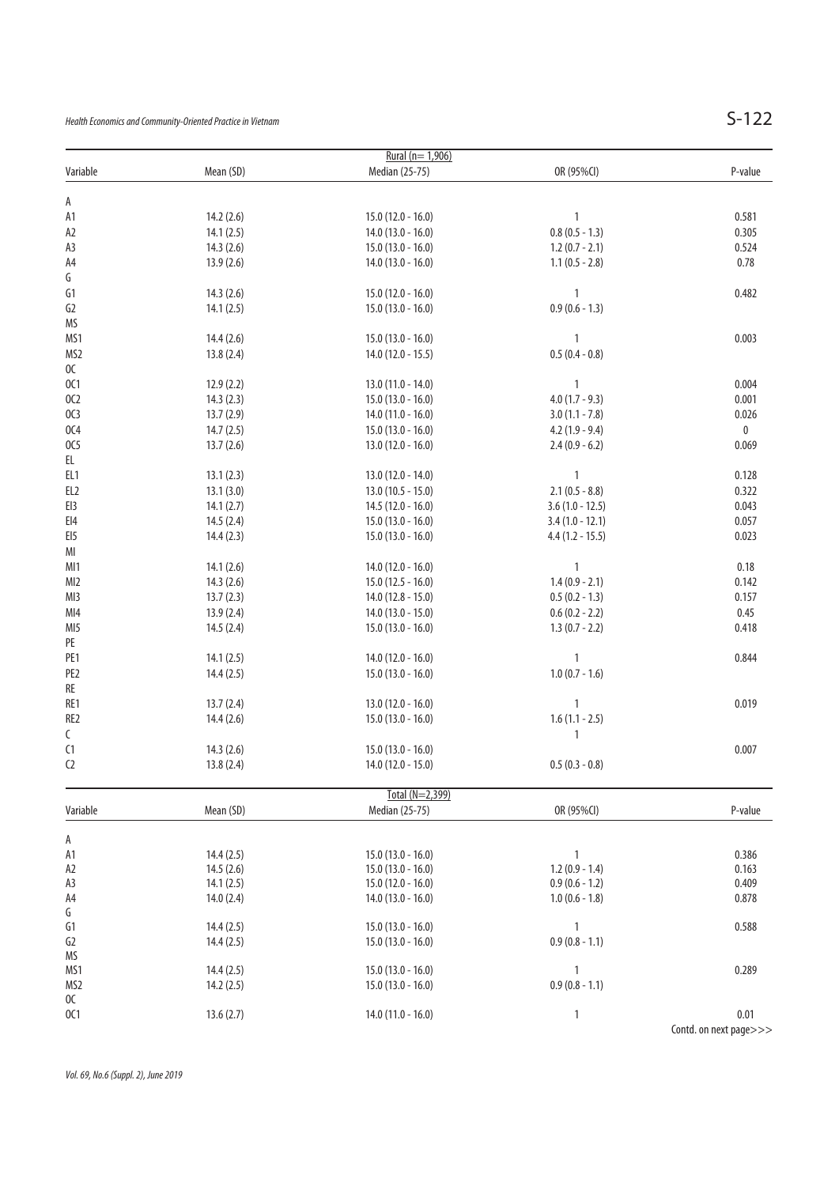| Rural (n= 1,906) | | | | |
|---|---|---|---|---|
| Variable | Mean (SD) | Median (25-75) | OR (95%CI) | P-value |
| A | | | | |
| A1 | 14.2 (2.6) | 15.0 (12.0 - 16.0) | 1 | 0.581 |
| A2 | 14.1 (2.5) | 14.0 (13.0 - 16.0) | 0.8 (0.5 - 1.3) | 0.305 |
| A3 | 14.3 (2.6) | 15.0 (13.0 - 16.0) | 1.2 (0.7 - 2.1) | 0.524 |
| A4 | 13.9 (2.6) | 14.0 (13.0 - 16.0) | 1.1 (0.5 - 2.8) | 0.78 |
| G | | | | |
| G1 | 14.3 (2.6) | 15.0 (12.0 - 16.0) | 1 | 0.482 |
| G2 | 14.1 (2.5) | 15.0 (13.0 - 16.0) | 0.9 (0.6 - 1.3) | |
| MS | | | | |
| MS1 | 14.4 (2.6) | 15.0 (13.0 - 16.0) | 1 | 0.003 |
| MS2 | 13.8 (2.4) | 14.0 (12.0 - 15.5) | 0.5 (0.4 - 0.8) | |
| OC | | | | |
| OC1 | 12.9 (2.2) | 13.0 (11.0 - 14.0) | 1 | 0.004 |
| OC2 | 14.3 (2.3) | 15.0 (13.0 - 16.0) | 4.0 (1.7 - 9.3) | 0.001 |
| OC3 | 13.7 (2.9) | 14.0 (11.0 - 16.0) | 3.0 (1.1 - 7.8) | 0.026 |
| OC4 | 14.7 (2.5) | 15.0 (13.0 - 16.0) | 4.2 (1.9 - 9.4) | 0 |
| OC5 | 13.7 (2.6) | 13.0 (12.0 - 16.0) | 2.4 (0.9 - 6.2) | 0.069 |
| EL | | | | |
| EL1 | 13.1 (2.3) | 13.0 (12.0 - 14.0) | 1 | 0.128 |
| EL2 | 13.1 (3.0) | 13.0 (10.5 - 15.0) | 2.1 (0.5 - 8.8) | 0.322 |
| El3 | 14.1 (2.7) | 14.5 (12.0 - 16.0) | 3.6 (1.0 - 12.5) | 0.043 |
| El4 | 14.5 (2.4) | 15.0 (13.0 - 16.0) | 3.4 (1.0 - 12.1) | 0.057 |
| El5 | 14.4 (2.3) | 15.0 (13.0 - 16.0) | 4.4 (1.2 - 15.5) | 0.023 |
| MI | | | | |
| MI1 | 14.1 (2.6) | 14.0 (12.0 - 16.0) | 1 | 0.18 |
| MI2 | 14.3 (2.6) | 15.0 (12.5 - 16.0) | 1.4 (0.9 - 2.1) | 0.142 |
| MI3 | 13.7 (2.3) | 14.0 (12.8 - 15.0) | 0.5 (0.2 - 1.3) | 0.157 |
| MI4 | 13.9 (2.4) | 14.0 (13.0 - 15.0) | 0.6 (0.2 - 2.2) | 0.45 |
| MI5 | 14.5 (2.4) | 15.0 (13.0 - 16.0) | 1.3 (0.7 - 2.2) | 0.418 |
| PE | | | | |
| PE1 | 14.1 (2.5) | 14.0 (12.0 - 16.0) | 1 | 0.844 |
| PE2 | 14.4 (2.5) | 15.0 (13.0 - 16.0) | 1.0 (0.7 - 1.6) | |
| RE | | | | |
| RE1 | 13.7 (2.4) | 13.0 (12.0 - 16.0) | 1 | 0.019 |
| RE2 | 14.4 (2.6) | 15.0 (13.0 - 16.0) | 1.6 (1.1 - 2.5) | |
| C | | | 1 | |
| C1 | 14.3 (2.6) | 15.0 (13.0 - 16.0) | | 0.007 |
| C2 | 13.8 (2.4) | 14.0 (12.0 - 15.0) | 0.5 (0.3 - 0.8) | |

| Total (N=2,399) | | | | |
|---|---|---|---|---|
| Variable | Mean (SD) | Median (25-75) | OR (95%CI) | P-value |
| A | | | | |
| A1 | 14.4 (2.5) | 15.0 (13.0 - 16.0) | 1 | 0.386 |
| A2 | 14.5 (2.6) | 15.0 (13.0 - 16.0) | 1.2 (0.9 - 1.4) | 0.163 |
| A3 | 14.1 (2.5) | 15.0 (12.0 - 16.0) | 0.9 (0.6 - 1.2) | 0.409 |
| A4 | 14.0 (2.4) | 14.0 (13.0 - 16.0) | 1.0 (0.6 - 1.8) | 0.878 |
| G | | | | |
| G1 | 14.4 (2.5) | 15.0 (13.0 - 16.0) | 1 | 0.588 |
| G2 | 14.4 (2.5) | 15.0 (13.0 - 16.0) | 0.9 (0.8 - 1.1) | |
| MS | | | | |
| MS1 | 14.4 (2.5) | 15.0 (13.0 - 16.0) | 1 | 0.289 |
| MS2 | 14.2 (2.5) | 15.0 (13.0 - 16.0) | 0.9 (0.8 - 1.1) | |
| OC | | | | |
| OC1 | 13.6 (2.7) | 14.0 (11.0 - 16.0) | 1 | 0.01 |

Contd. on next page>>>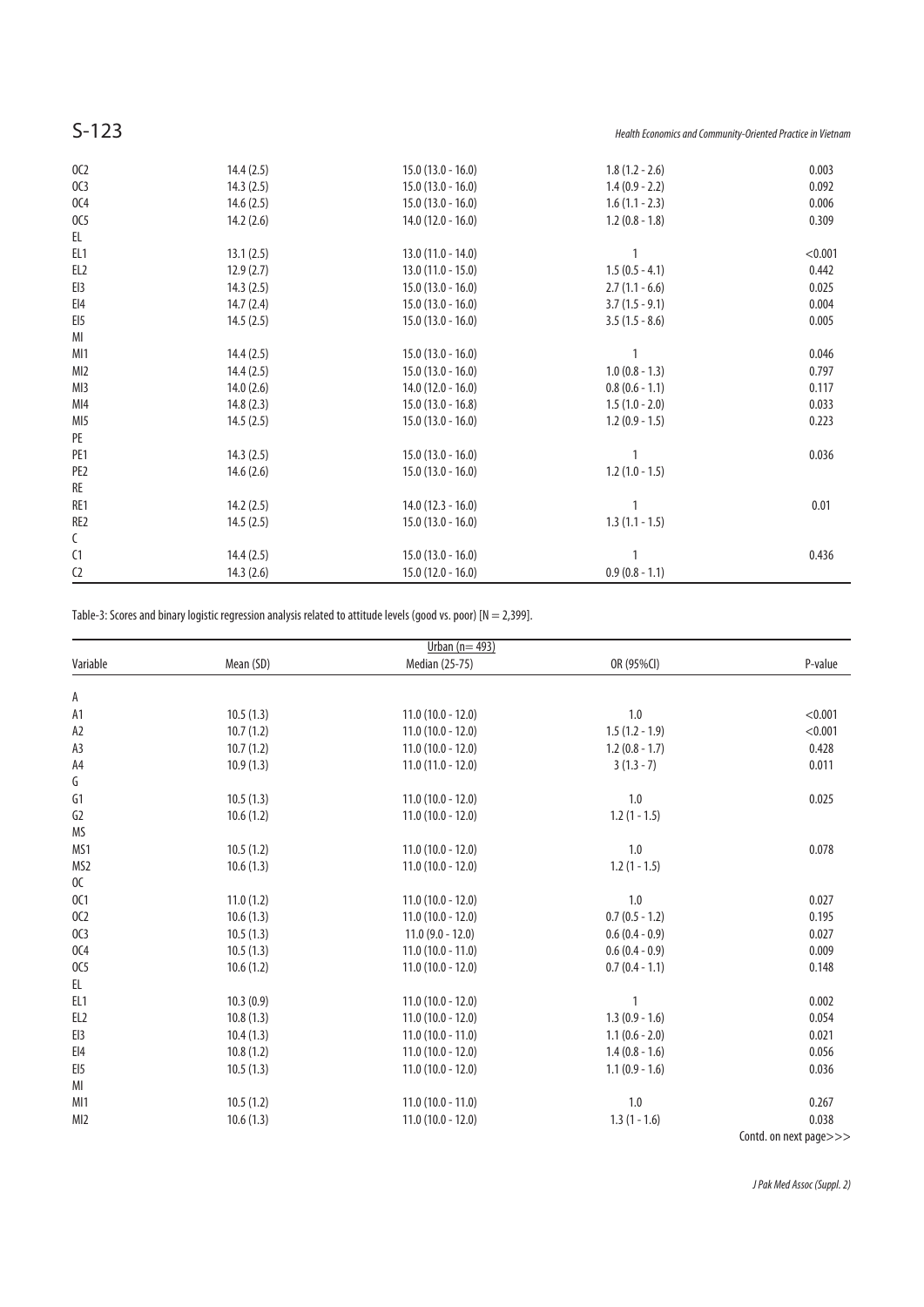| | | | | |
|---|---|---|---|---|
| OC2 | 14.4 (2.5) | 15.0 (13.0 - 16.0) | 1.8 (1.2 - 2.6) | 0.003 |
| OC3 | 14.3 (2.5) | 15.0 (13.0 - 16.0) | 1.4 (0.9 - 2.2) | 0.092 |
| OC4 | 14.6 (2.5) | 15.0 (13.0 - 16.0) | 1.6 (1.1 - 2.3) | 0.006 |
| OC5 | 14.2 (2.6) | 14.0 (12.0 - 16.0) | 1.2 (0.8 - 1.8) | 0.309 |
| EL | | | | |
| EL1 | 13.1 (2.5) | 13.0 (11.0 - 14.0) | 1 | <0.001 |
| EL2 | 12.9 (2.7) | 13.0 (11.0 - 15.0) | 1.5 (0.5 - 4.1) | 0.442 |
| El3 | 14.3 (2.5) | 15.0 (13.0 - 16.0) | 2.7 (1.1 - 6.6) | 0.025 |
| El4 | 14.7 (2.4) | 15.0 (13.0 - 16.0) | 3.7 (1.5 - 9.1) | 0.004 |
| El5 | 14.5 (2.5) | 15.0 (13.0 - 16.0) | 3.5 (1.5 - 8.6) | 0.005 |
| MI | | | | |
| MI1 | 14.4 (2.5) | 15.0 (13.0 - 16.0) | 1 | 0.046 |
| MI2 | 14.4 (2.5) | 15.0 (13.0 - 16.0) | 1.0 (0.8 - 1.3) | 0.797 |
| MI3 | 14.0 (2.6) | 14.0 (12.0 - 16.0) | 0.8 (0.6 - 1.1) | 0.117 |
| MI4 | 14.8 (2.3) | 15.0 (13.0 - 16.8) | 1.5 (1.0 - 2.0) | 0.033 |
| MI5 | 14.5 (2.5) | 15.0 (13.0 - 16.0) | 1.2 (0.9 - 1.5) | 0.223 |
| PE | | | | |
| PE1 | 14.3 (2.5) | 15.0 (13.0 - 16.0) | 1 | 0.036 |
| PE2 | 14.6 (2.6) | 15.0 (13.0 - 16.0) | 1.2 (1.0 - 1.5) | |
| RE | | | | |
| RE1 | 14.2 (2.5) | 14.0 (12.3 - 16.0) | 1 | 0.01 |
| RE2 | 14.5 (2.5) | 15.0 (13.0 - 16.0) | 1.3 (1.1 - 1.5) | |
| C | | | | |
| C1 | 14.4 (2.5) | 15.0 (13.0 - 16.0) | 1 | 0.436 |
| C2 | 14.3 (2.6) | 15.0 (12.0 - 16.0) | 0.9 (0.8 - 1.1) | |

Table-3: Scores and binary logistic regression analysis related to attitude levels (good vs. poor) [N = 2,399].

| | | Urban (n= 493) | | |
|---|---|---|---|---|
| Variable | Mean (SD) | Median (25-75) | OR (95%CI) | P-value |
| A | | | | |
| A1 | 10.5 (1.3) | 11.0 (10.0 - 12.0) | 1.0 | <0.001 |
| A2 | 10.7 (1.2) | 11.0 (10.0 - 12.0) | 1.5 (1.2 - 1.9) | <0.001 |
| A3 | 10.7 (1.2) | 11.0 (10.0 - 12.0) | 1.2 (0.8 - 1.7) | 0.428 |
| A4 | 10.9 (1.3) | 11.0 (11.0 - 12.0) | 3 (1.3 - 7) | 0.011 |
| G | | | | |
| G1 | 10.5 (1.3) | 11.0 (10.0 - 12.0) | 1.0 | 0.025 |
| G2 | 10.6 (1.2) | 11.0 (10.0 - 12.0) | 1.2 (1 - 1.5) | |
| MS | | | | |
| MS1 | 10.5 (1.2) | 11.0 (10.0 - 12.0) | 1.0 | 0.078 |
| MS2 | 10.6 (1.3) | 11.0 (10.0 - 12.0) | 1.2 (1 - 1.5) | |
| OC | | | | |
| OC1 | 11.0 (1.2) | 11.0 (10.0 - 12.0) | 1.0 | 0.027 |
| OC2 | 10.6 (1.3) | 11.0 (10.0 - 12.0) | 0.7 (0.5 - 1.2) | 0.195 |
| OC3 | 10.5 (1.3) | 11.0 (9.0 - 12.0) | 0.6 (0.4 - 0.9) | 0.027 |
| OC4 | 10.5 (1.3) | 11.0 (10.0 - 11.0) | 0.6 (0.4 - 0.9) | 0.009 |
| OC5 | 10.6 (1.2) | 11.0 (10.0 - 12.0) | 0.7 (0.4 - 1.1) | 0.148 |
| EL | | | | |
| EL1 | 10.3 (0.9) | 11.0 (10.0 - 12.0) | 1 | 0.002 |
| EL2 | 10.8 (1.3) | 11.0 (10.0 - 12.0) | 1.3 (0.9 - 1.6) | 0.054 |
| El3 | 10.4 (1.3) | 11.0 (10.0 - 11.0) | 1.1 (0.6 - 2.0) | 0.021 |
| El4 | 10.8 (1.2) | 11.0 (10.0 - 12.0) | 1.4 (0.8 - 1.6) | 0.056 |
| El5 | 10.5 (1.3) | 11.0 (10.0 - 12.0) | 1.1 (0.9 - 1.6) | 0.036 |
| MI | | | | |
| MI1 | 10.5 (1.2) | 11.0 (10.0 - 11.0) | 1.0 | 0.267 |
| MI2 | 10.6 (1.3) | 11.0 (10.0 - 12.0) | 1.3 (1 - 1.6) | 0.038 |

Contd. on next page>>>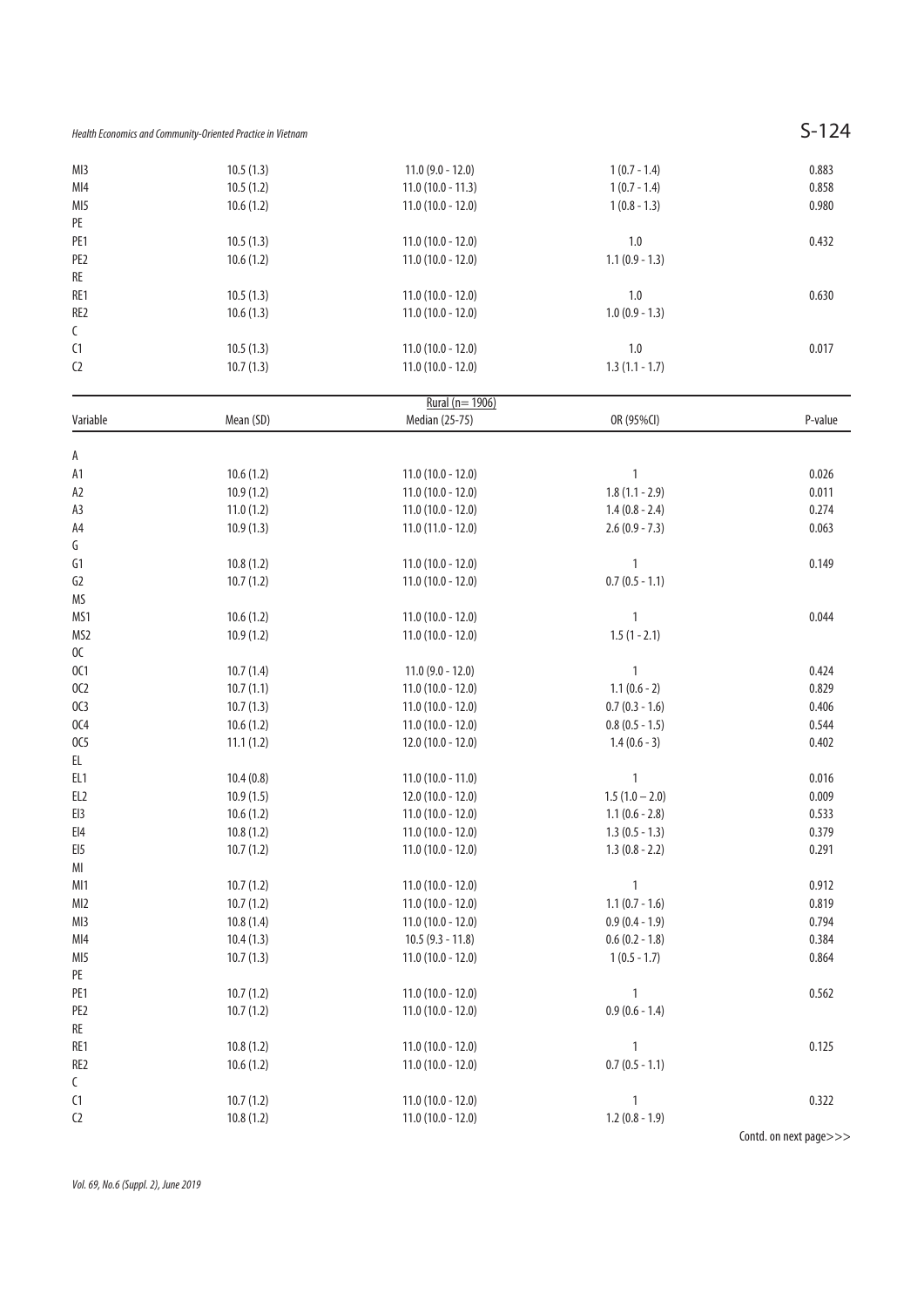| | | | | |
|---|---|---|---|---|
| MI3 | 10.5 (1.3) | 11.0 (9.0 - 12.0) | 1 (0.7 - 1.4) | 0.883 |
| MI4 | 10.5 (1.2) | 11.0 (10.0 - 11.3) | 1 (0.7 - 1.4) | 0.858 |
| MI5 | 10.6 (1.2) | 11.0 (10.0 - 12.0) | 1 (0.8 - 1.3) | 0.980 |
| PE | | | | |
| PE1 | 10.5 (1.3) | 11.0 (10.0 - 12.0) | 1.0 | 0.432 |
| PE2 | 10.6 (1.2) | 11.0 (10.0 - 12.0) | 1.1 (0.9 - 1.3) | |
| RE | | | | |
| RE1 | 10.5 (1.3) | 11.0 (10.0 - 12.0) | 1.0 | 0.630 |
| RE2 | 10.6 (1.3) | 11.0 (10.0 - 12.0) | 1.0 (0.9 - 1.3) | |
| C | | | | |
| C1 | 10.5 (1.3) | 11.0 (10.0 - 12.0) | 1.0 | 0.017 |
| C2 | 10.7 (1.3) | 11.0 (10.0 - 12.0) | 1.3 (1.1 - 1.7) | |

| | | Rural (n= 1906) | | |
|---|---|---|---|---|
| Variable | Mean (SD) | Median (25-75) | OR (95%CI) | P-value |
| A | | | | |
| A1 | 10.6 (1.2) | 11.0 (10.0 - 12.0) | 1 | 0.026 |
| A2 | 10.9 (1.2) | 11.0 (10.0 - 12.0) | 1.8 (1.1 - 2.9) | 0.011 |
| A3 | 11.0 (1.2) | 11.0 (10.0 - 12.0) | 1.4 (0.8 - 2.4) | 0.274 |
| A4 | 10.9 (1.3) | 11.0 (11.0 - 12.0) | 2.6 (0.9 - 7.3) | 0.063 |
| G | | | | |
| G1 | 10.8 (1.2) | 11.0 (10.0 - 12.0) | 1 | 0.149 |
| G2 | 10.7 (1.2) | 11.0 (10.0 - 12.0) | 0.7 (0.5 - 1.1) | |
| MS | | | | |
| MS1 | 10.6 (1.2) | 11.0 (10.0 - 12.0) | 1 | 0.044 |
| MS2 | 10.9 (1.2) | 11.0 (10.0 - 12.0) | 1.5 (1 - 2.1) | |
| OC | | | | |
| OC1 | 10.7 (1.4) | 11.0 (9.0 - 12.0) | 1 | 0.424 |
| OC2 | 10.7 (1.1) | 11.0 (10.0 - 12.0) | 1.1 (0.6 - 2) | 0.829 |
| OC3 | 10.7 (1.3) | 11.0 (10.0 - 12.0) | 0.7 (0.3 - 1.6) | 0.406 |
| OC4 | 10.6 (1.2) | 11.0 (10.0 - 12.0) | 0.8 (0.5 - 1.5) | 0.544 |
| OC5 | 11.1 (1.2) | 12.0 (10.0 - 12.0) | 1.4 (0.6 - 3) | 0.402 |
| EL | | | | |
| EL1 | 10.4 (0.8) | 11.0 (10.0 - 11.0) | 1 | 0.016 |
| EL2 | 10.9 (1.5) | 12.0 (10.0 - 12.0) | 1.5 (1.0 – 2.0) | 0.009 |
| EI3 | 10.6 (1.2) | 11.0 (10.0 - 12.0) | 1.1 (0.6 - 2.8) | 0.533 |
| EI4 | 10.8 (1.2) | 11.0 (10.0 - 12.0) | 1.3 (0.5 - 1.3) | 0.379 |
| EI5 | 10.7 (1.2) | 11.0 (10.0 - 12.0) | 1.3 (0.8 - 2.2) | 0.291 |
| MI | | | | |
| MI1 | 10.7 (1.2) | 11.0 (10.0 - 12.0) | 1 | 0.912 |
| MI2 | 10.7 (1.2) | 11.0 (10.0 - 12.0) | 1.1 (0.7 - 1.6) | 0.819 |
| MI3 | 10.8 (1.4) | 11.0 (10.0 - 12.0) | 0.9 (0.4 - 1.9) | 0.794 |
| MI4 | 10.4 (1.3) | 10.5 (9.3 - 11.8) | 0.6 (0.2 - 1.8) | 0.384 |
| MI5 | 10.7 (1.3) | 11.0 (10.0 - 12.0) | 1 (0.5 - 1.7) | 0.864 |
| PE | | | | |
| PE1 | 10.7 (1.2) | 11.0 (10.0 - 12.0) | 1 | 0.562 |
| PE2 | 10.7 (1.2) | 11.0 (10.0 - 12.0) | 0.9 (0.6 - 1.4) | |
| RE | | | | |
| RE1 | 10.8 (1.2) | 11.0 (10.0 - 12.0) | 1 | 0.125 |
| RE2 | 10.6 (1.2) | 11.0 (10.0 - 12.0) | 0.7 (0.5 - 1.1) | |
| C | | | | |
| C1 | 10.7 (1.2) | 11.0 (10.0 - 12.0) | 1 | 0.322 |
| C2 | 10.8 (1.2) | 11.0 (10.0 - 12.0) | 1.2 (0.8 - 1.9) | |

Contd. on next page>>>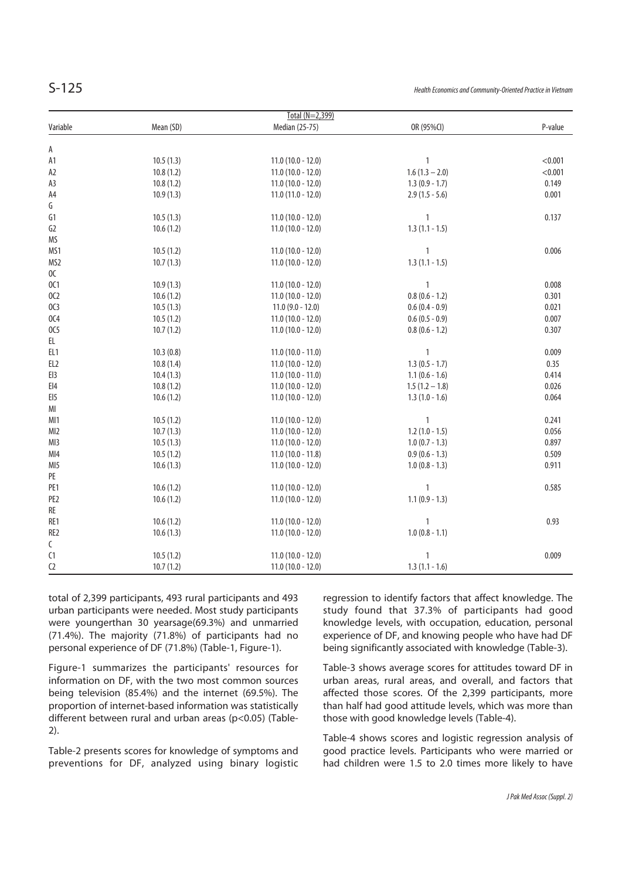| Variable | Total (N=2,399) | | | |
|---|---|---|---|---|
| | Mean (SD) | Median (25-75) | OR (95%CI) | P-value |
| A | | | | |
| A1 | 10.5 (1.3) | 11.0 (10.0 - 12.0) | 1 | <0.001 |
| A2 | 10.8 (1.2) | 11.0 (10.0 - 12.0) | 1.6 (1.3 – 2.0) | <0.001 |
| A3 | 10.8 (1.2) | 11.0 (10.0 - 12.0) | 1.3 (0.9 - 1.7) | 0.149 |
| A4 | 10.9 (1.3) | 11.0 (11.0 - 12.0) | 2.9 (1.5 - 5.6) | 0.001 |
| G | | | | |
| G1 | 10.5 (1.3) | 11.0 (10.0 - 12.0) | 1 | 0.137 |
| G2 | 10.6 (1.2) | 11.0 (10.0 - 12.0) | 1.3 (1.1 - 1.5) | |
| MS | | | | |
| MS1 | 10.5 (1.2) | 11.0 (10.0 - 12.0) | 1 | 0.006 |
| MS2 | 10.7 (1.3) | 11.0 (10.0 - 12.0) | 1.3 (1.1 - 1.5) | |
| OC | | | | |
| OC1 | 10.9 (1.3) | 11.0 (10.0 - 12.0) | 1 | 0.008 |
| OC2 | 10.6 (1.2) | 11.0 (10.0 - 12.0) | 0.8 (0.6 - 1.2) | 0.301 |
| OC3 | 10.5 (1.3) | 11.0 (9.0 - 12.0) | 0.6 (0.4 - 0.9) | 0.021 |
| OC4 | 10.5 (1.2) | 11.0 (10.0 - 12.0) | 0.6 (0.5 - 0.9) | 0.007 |
| OC5 | 10.7 (1.2) | 11.0 (10.0 - 12.0) | 0.8 (0.6 - 1.2) | 0.307 |
| EL | | | | |
| EL1 | 10.3 (0.8) | 11.0 (10.0 - 11.0) | 1 | 0.009 |
| EL2 | 10.8 (1.4) | 11.0 (10.0 - 12.0) | 1.3 (0.5 - 1.7) | 0.35 |
| El3 | 10.4 (1.3) | 11.0 (10.0 - 11.0) | 1.1 (0.6 - 1.6) | 0.414 |
| El4 | 10.8 (1.2) | 11.0 (10.0 - 12.0) | 1.5 (1.2 – 1.8) | 0.026 |
| El5 | 10.6 (1.2) | 11.0 (10.0 - 12.0) | 1.3 (1.0 - 1.6) | 0.064 |
| MI | | | | |
| MI1 | 10.5 (1.2) | 11.0 (10.0 - 12.0) | 1 | 0.241 |
| MI2 | 10.7 (1.3) | 11.0 (10.0 - 12.0) | 1.2 (1.0 - 1.5) | 0.056 |
| MI3 | 10.5 (1.3) | 11.0 (10.0 - 12.0) | 1.0 (0.7 - 1.3) | 0.897 |
| MI4 | 10.5 (1.2) | 11.0 (10.0 - 11.8) | 0.9 (0.6 - 1.3) | 0.509 |
| MI5 | 10.6 (1.3) | 11.0 (10.0 - 12.0) | 1.0 (0.8 - 1.3) | 0.911 |
| PE | | | | |
| PE1 | 10.6 (1.2) | 11.0 (10.0 - 12.0) | 1 | 0.585 |
| PE2 | 10.6 (1.2) | 11.0 (10.0 - 12.0) | 1.1 (0.9 - 1.3) | |
| RE | | | | |
| RE1 | 10.6 (1.2) | 11.0 (10.0 - 12.0) | 1 | 0.93 |
| RE2 | 10.6 (1.3) | 11.0 (10.0 - 12.0) | 1.0 (0.8 - 1.1) | |
| C | | | | |
| C1 | 10.5 (1.2) | 11.0 (10.0 - 12.0) | 1 | 0.009 |
| C2 | 10.7 (1.2) | 11.0 (10.0 - 12.0) | 1.3 (1.1 - 1.6) | |

total of 2,399 participants, 493 rural participants and 493 urban participants were needed. Most study participants were youngerthan 30 yearsage(69.3%) and unmarried (71.4%). The majority (71.8%) of participants had no personal experience of DF (71.8%) (Table-1, Figure-1).

Figure-1 summarizes the participants' resources for information on DF, with the two most common sources being television (85.4%) and the internet (69.5%). The proportion of internet-based information was statistically different between rural and urban areas ($p<0.05$) (Table-2).

Table-2 presents scores for knowledge of symptoms and preventions for DF, analyzed using binary logistic regression to identify factors that affect knowledge. The study found that 37.3% of participants had good knowledge levels, with occupation, education, personal experience of DF, and knowing people who have had DF being significantly associated with knowledge (Table-3).

Table-3 shows average scores for attitudes toward DF in urban areas, rural areas, and overall, and factors that affected those scores. Of the 2,399 participants, more than half had good attitude levels, which was more than those with good knowledge levels (Table-4).

Table-4 shows scores and logistic regression analysis of good practice levels. Participants who were married or had children were 1.5 to 2.0 times more likely to have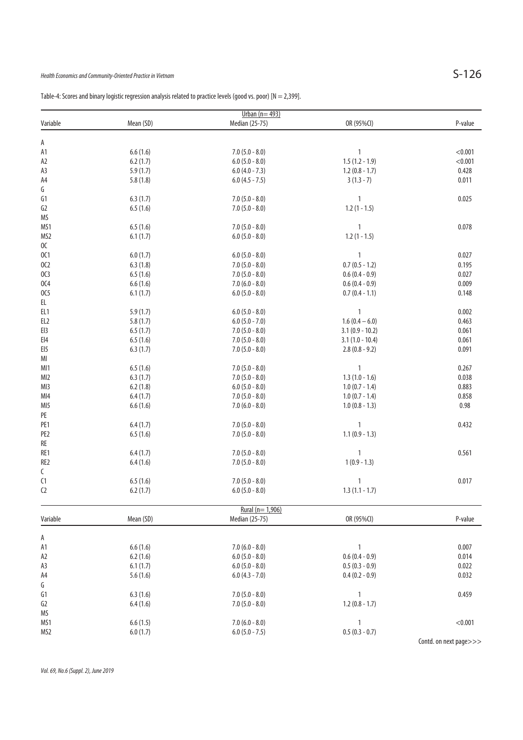Table-4: Scores and binary logistic regression analysis related to practice levels (good vs. poor) [N = 2,399].

| | | Urban (n= 493) | | |
|---|---|---|---|---|
| Variable | Mean (SD) | Median (25-75) | OR (95%CI) | P-value |
| A | | | | |
| A1 | 6.6 (1.6) | 7.0 (5.0 - 8.0) | 1 | <0.001 |
| A2 | 6.2 (1.7) | 6.0 (5.0 - 8.0) | 1.5 (1.2 - 1.9) | <0.001 |
| A3 | 5.9 (1.7) | 6.0 (4.0 - 7.3) | 1.2 (0.8 - 1.7) | 0.428 |
| A4 | 5.8 (1.8) | 6.0 (4.5 - 7.5) | 3 (1.3 - 7) | 0.011 |
| G | | | | |
| G1 | 6.3 (1.7) | 7.0 (5.0 - 8.0) | 1 | 0.025 |
| G2 | 6.5 (1.6) | 7.0 (5.0 - 8.0) | 1.2 (1 - 1.5) | |
| MS | | | | |
| MS1 | 6.5 (1.6) | 7.0 (5.0 - 8.0) | 1 | 0.078 |
| MS2 | 6.1 (1.7) | 6.0 (5.0 - 8.0) | 1.2 (1 - 1.5) | |
| OC | | | | |
| OC1 | 6.0 (1.7) | 6.0 (5.0 - 8.0) | 1 | 0.027 |
| OC2 | 6.3 (1.8) | 7.0 (5.0 - 8.0) | 0.7 (0.5 - 1.2) | 0.195 |
| OC3 | 6.5 (1.6) | 7.0 (5.0 - 8.0) | 0.6 (0.4 - 0.9) | 0.027 |
| OC4 | 6.6 (1.6) | 7.0 (6.0 - 8.0) | 0.6 (0.4 - 0.9) | 0.009 |
| OC5 | 6.1 (1.7) | 6.0 (5.0 - 8.0) | 0.7 (0.4 - 1.1) | 0.148 |
| EL | | | | |
| EL1 | 5.9 (1.7) | 6.0 (5.0 - 8.0) | 1 | 0.002 |
| EL2 | 5.8 (1.7) | 6.0 (5.0 - 7.0) | 1.6 (0.4 – 6.0) | 0.463 |
| El3 | 6.5 (1.7) | 7.0 (5.0 - 8.0) | 3.1 (0.9 - 10.2) | 0.061 |
| El4 | 6.5 (1.6) | 7.0 (5.0 - 8.0) | 3.1 (1.0 - 10.4) | 0.061 |
| El5 | 6.3 (1.7) | 7.0 (5.0 - 8.0) | 2.8 (0.8 - 9.2) | 0.091 |
| MI | | | | |
| MI1 | 6.5 (1.6) | 7.0 (5.0 - 8.0) | 1 | 0.267 |
| MI2 | 6.3 (1.7) | 7.0 (5.0 - 8.0) | 1.3 (1.0 - 1.6) | 0.038 |
| MI3 | 6.2 (1.8) | 6.0 (5.0 - 8.0) | 1.0 (0.7 - 1.4) | 0.883 |
| MI4 | 6.4 (1.7) | 7.0 (5.0 - 8.0) | 1.0 (0.7 - 1.4) | 0.858 |
| MI5 | 6.6 (1.6) | 7.0 (6.0 - 8.0) | 1.0 (0.8 - 1.3) | 0.98 |
| PE | | | | |
| PE1 | 6.4 (1.7) | 7.0 (5.0 - 8.0) | 1 | 0.432 |
| PE2 | 6.5 (1.6) | 7.0 (5.0 - 8.0) | 1.1 (0.9 - 1.3) | |
| RE | | | | |
| RE1 | 6.4 (1.7) | 7.0 (5.0 - 8.0) | 1 | 0.561 |
| RE2 | 6.4 (1.6) | 7.0 (5.0 - 8.0) | 1 (0.9 - 1.3) | |
| C | | | | |
| C1 | 6.5 (1.6) | 7.0 (5.0 - 8.0) | 1 | 0.017 |
| C2 | 6.2 (1.7) | 6.0 (5.0 - 8.0) | 1.3 (1.1 - 1.7) | |

| | | Rural (n= 1,906) | | |
|---|---|---|---|---|
| Variable | Mean (SD) | Median (25-75) | OR (95%CI) | P-value |
| A | | | | |
| A1 | 6.6 (1.6) | 7.0 (6.0 - 8.0) | 1 | 0.007 |
| A2 | 6.2 (1.6) | 6.0 (5.0 - 8.0) | 0.6 (0.4 - 0.9) | 0.014 |
| A3 | 6.1 (1.7) | 6.0 (5.0 - 8.0) | 0.5 (0.3 - 0.9) | 0.022 |
| A4 | 5.6 (1.6) | 6.0 (4.3 - 7.0) | 0.4 (0.2 - 0.9) | 0.032 |
| G | | | | |
| G1 | 6.3 (1.6) | 7.0 (5.0 - 8.0) | 1 | 0.459 |
| G2 | 6.4 (1.6) | 7.0 (5.0 - 8.0) | 1.2 (0.8 - 1.7) | |
| MS | | | | |
| MS1 | 6.6 (1.5) | 7.0 (6.0 - 8.0) | 1 | <0.001 |
| MS2 | 6.0 (1.7) | 6.0 (5.0 - 7.5) | 0.5 (0.3 - 0.7) | |

Contd. on next page>>>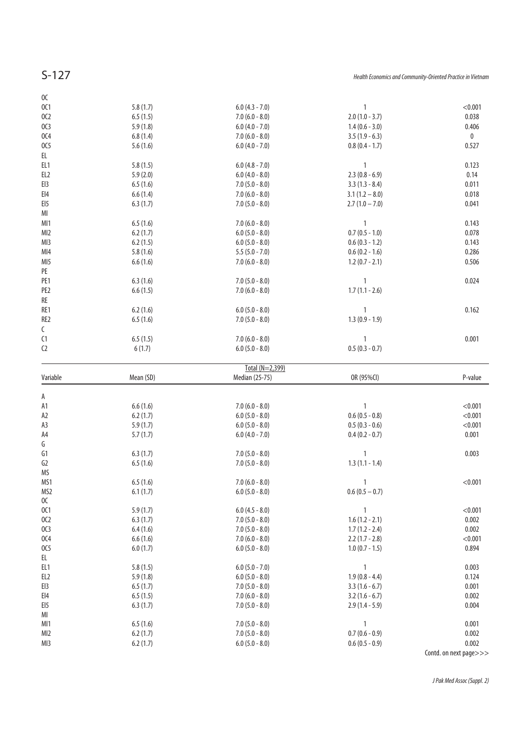| | | | | |
|---|---|---|---|---|
| OC | | | | |
| OC1 | 5.8 (1.7) | 6.0 (4.3 - 7.0) | 1 | <0.001 |
| OC2 | 6.5 (1.5) | 7.0 (6.0 - 8.0) | 2.0 (1.0 - 3.7) | 0.038 |
| OC3 | 5.9 (1.8) | 6.0 (4.0 - 7.0) | 1.4 (0.6 - 3.0) | 0.406 |
| OC4 | 6.8 (1.4) | 7.0 (6.0 - 8.0) | 3.5 (1.9 - 6.3) | 0 |
| OC5 | 5.6 (1.6) | 6.0 (4.0 - 7.0) | 0.8 (0.4 - 1.7) | 0.527 |
| EL | | | | |
| EL1 | 5.8 (1.5) | 6.0 (4.8 - 7.0) | 1 | 0.123 |
| EL2 | 5.9 (2.0) | 6.0 (4.0 - 8.0) | 2.3 (0.8 - 6.9) | 0.14 |
| EI3 | 6.5 (1.6) | 7.0 (5.0 - 8.0) | 3.3 (1.3 - 8.4) | 0.011 |
| EI4 | 6.6 (1.4) | 7.0 (6.0 - 8.0) | 3.1 (1.2 – 8.0) | 0.018 |
| EI5 | 6.3 (1.7) | 7.0 (5.0 - 8.0) | 2.7 (1.0 – 7.0) | 0.041 |
| MI | | | | |
| MI1 | 6.5 (1.6) | 7.0 (6.0 - 8.0) | 1 | 0.143 |
| MI2 | 6.2 (1.7) | 6.0 (5.0 - 8.0) | 0.7 (0.5 - 1.0) | 0.078 |
| MI3 | 6.2 (1.5) | 6.0 (5.0 - 8.0) | 0.6 (0.3 - 1.2) | 0.143 |
| MI4 | 5.8 (1.6) | 5.5 (5.0 - 7.0) | 0.6 (0.2 - 1.6) | 0.286 |
| MI5 | 6.6 (1.6) | 7.0 (6.0 - 8.0) | 1.2 (0.7 - 2.1) | 0.506 |
| PE | | | | |
| PE1 | 6.3 (1.6) | 7.0 (5.0 - 8.0) | 1 | 0.024 |
| PE2 | 6.6 (1.5) | 7.0 (6.0 - 8.0) | 1.7 (1.1 - 2.6) | |
| RE | | | | |
| RE1 | 6.2 (1.6) | 6.0 (5.0 - 8.0) | 1 | 0.162 |
| RE2 | 6.5 (1.6) | 7.0 (5.0 - 8.0) | 1.3 (0.9 - 1.9) | |
| C | | | | |
| C1 | 6.5 (1.5) | 7.0 (6.0 - 8.0) | 1 | 0.001 |
| C2 | 6 (1.7) | 6.0 (5.0 - 8.0) | 0.5 (0.3 - 0.7) | |

| | | Total (N=2,399) | | |
|---|---|---|---|---|
| Variable | Mean (SD) | Median (25-75) | OR (95%CI) | P-value |
| A | | | | |
| A1 | 6.6 (1.6) | 7.0 (6.0 - 8.0) | 1 | <0.001 |
| A2 | 6.2 (1.7) | 6.0 (5.0 - 8.0) | 0.6 (0.5 - 0.8) | <0.001 |
| A3 | 5.9 (1.7) | 6.0 (5.0 - 8.0) | 0.5 (0.3 - 0.6) | <0.001 |
| A4 | 5.7 (1.7) | 6.0 (4.0 - 7.0) | 0.4 (0.2 - 0.7) | 0.001 |
| G | | | | |
| G1 | 6.3 (1.7) | 7.0 (5.0 - 8.0) | 1 | 0.003 |
| G2 | 6.5 (1.6) | 7.0 (5.0 - 8.0) | 1.3 (1.1 - 1.4) | |
| MS | | | | |
| MS1 | 6.5 (1.6) | 7.0 (6.0 - 8.0) | 1 | <0.001 |
| MS2 | 6.1 (1.7) | 6.0 (5.0 - 8.0) | 0.6 (0.5 – 0.7) | |
| OC | | | | |
| OC1 | 5.9 (1.7) | 6.0 (4.5 - 8.0) | 1 | <0.001 |
| OC2 | 6.3 (1.7) | 7.0 (5.0 - 8.0) | 1.6 (1.2 - 2.1) | 0.002 |
| OC3 | 6.4 (1.6) | 7.0 (5.0 - 8.0) | 1.7 (1.2 - 2.4) | 0.002 |
| OC4 | 6.6 (1.6) | 7.0 (6.0 - 8.0) | 2.2 (1.7 - 2.8) | <0.001 |
| OC5 | 6.0 (1.7) | 6.0 (5.0 - 8.0) | 1.0 (0.7 - 1.5) | 0.894 |
| EL | | | | |
| EL1 | 5.8 (1.5) | 6.0 (5.0 - 7.0) | 1 | 0.003 |
| EL2 | 5.9 (1.8) | 6.0 (5.0 - 8.0) | 1.9 (0.8 - 4.4) | 0.124 |
| EI3 | 6.5 (1.7) | 7.0 (5.0 - 8.0) | 3.3 (1.6 - 6.7) | 0.001 |
| EI4 | 6.5 (1.5) | 7.0 (6.0 - 8.0) | 3.2 (1.6 - 6.7) | 0.002 |
| EI5 | 6.3 (1.7) | 7.0 (5.0 - 8.0) | 2.9 (1.4 - 5.9) | 0.004 |
| MI | | | | |
| MI1 | 6.5 (1.6) | 7.0 (5.0 - 8.0) | 1 | 0.001 |
| MI2 | 6.2 (1.7) | 7.0 (5.0 - 8.0) | 0.7 (0.6 - 0.9) | 0.002 |
| MI3 | 6.2 (1.7) | 6.0 (5.0 - 8.0) | 0.6 (0.5 - 0.9) | 0.002 |

Contd. on next page>>>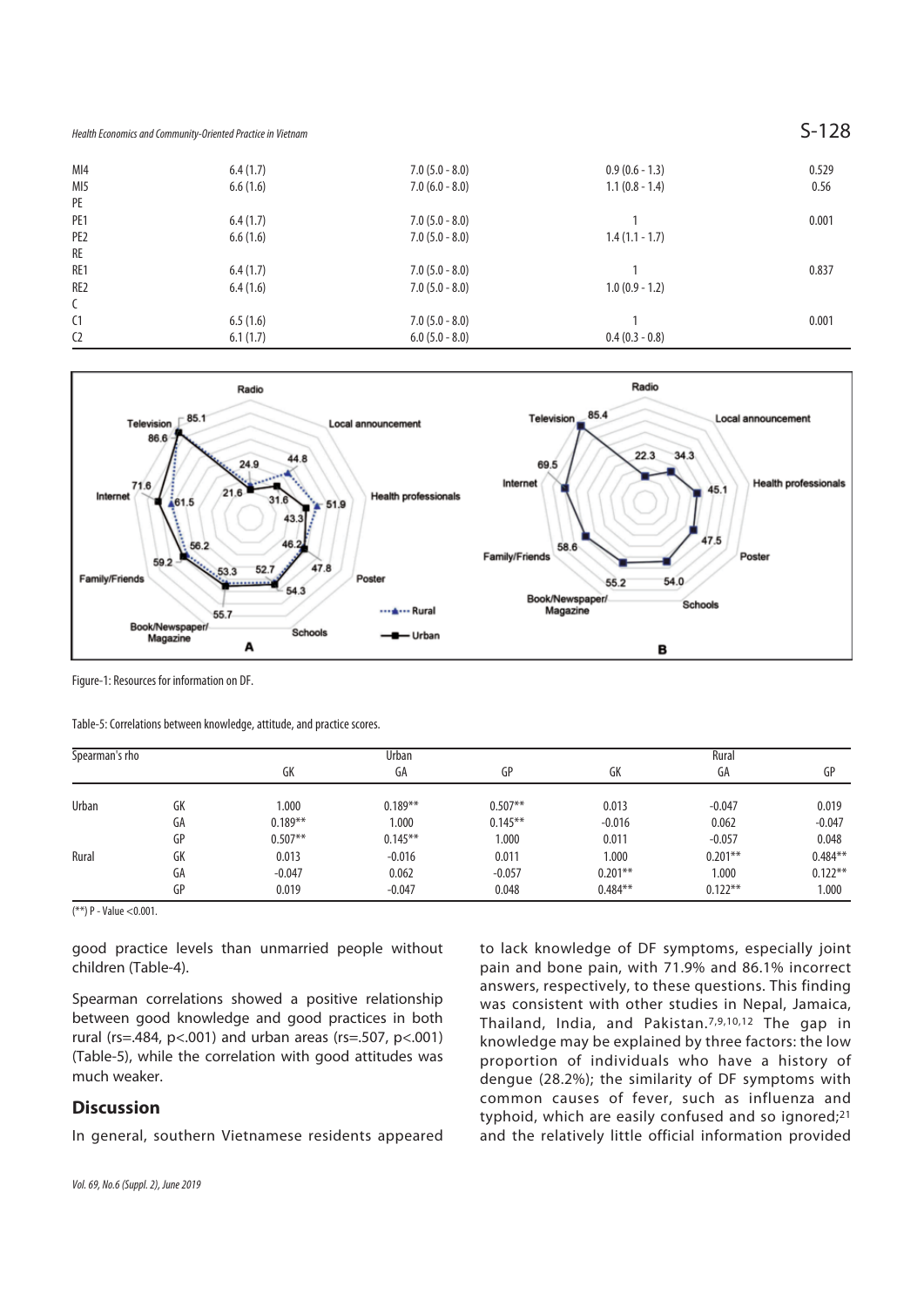| | | | | |
|---|---|---|---|---|
| MI4 | 6.4 (1.7) | 7.0 (5.0 - 8.0) | 0.9 (0.6 - 1.3) | 0.529 |
| MI5 | 6.6 (1.6) | 7.0 (6.0 - 8.0) | 1.1 (0.8 - 1.4) | 0.56 |
| PE | | | | |
| PE1 | 6.4 (1.7) | 7.0 (5.0 - 8.0) | 1 | 0.001 |
| PE2 | 6.6 (1.6) | 7.0 (5.0 - 8.0) | 1.4 (1.1 - 1.7) | |
| RE | | | | |
| RE1 | 6.4 (1.7) | 7.0 (5.0 - 8.0) | 1 | 0.837 |
| RE2 | 6.4 (1.6) | 7.0 (5.0 - 8.0) | 1.0 (0.9 - 1.2) | |
| C | | | | |
| C1 | 6.5 (1.6) | 7.0 (5.0 - 8.0) | 1 | 0.001 |
| C2 | 6.1 (1.7) | 6.0 (5.0 - 8.0) | 0.4 (0.3 - 0.8) | |

Figure-1: Resources for information on DF.

Table-5: Correlations between knowledge, attitude, and practice scores.

| Spearman's rho | | Urban | | | Rural | | |
|---|---|---|---|---|---|---|---|
| | | GK | GA | GP | GK | GA | GP |
| Urban | GK | 1.000 | 0.189** | 0.507** | 0.013 | -0.047 | 0.019 |
| | GA | 0.189** | 1.000 | 0.145** | -0.016 | 0.062 | -0.047 |
| | GP | 0.507** | 0.145** | 1.000 | 0.011 | -0.057 | 0.048 |
| Rural | GK | 0.013 | -0.016 | 0.011 | 1.000 | 0.201** | 0.484** |
| | GA | -0.047 | 0.062 | -0.057 | 0.201** | 1.000 | 0.122** |
| | GP | 0.019 | -0.047 | 0.048 | 0.484** | 0.122** | 1.000 |

(**) P - Value <0.001.

good practice levels than unmarried people without children (Table-4).

Spearman correlations showed a positive relationship between good knowledge and good practices in both rural (rs=.484, p<.001) and urban areas (rs=.507, p<.001) (Table-5), while the correlation with good attitudes was much weaker.

## Discussion

In general, southern Vietnamese residents appeared to lack knowledge of DF symptoms, especially joint pain and bone pain, with 71.9% and 86.1% incorrect answers, respectively, to these questions. This finding was consistent with other studies in Nepal, Jamaica, Thailand, India, and Pakistan.[7,9,10,12] The gap in knowledge may be explained by three factors: the low proportion of individuals who have a history of dengue (28.2%); the similarity of DF symptoms with common causes of fever, such as influenza and typhoid, which are easily confused and so ignored;[21] and the relatively little official information provided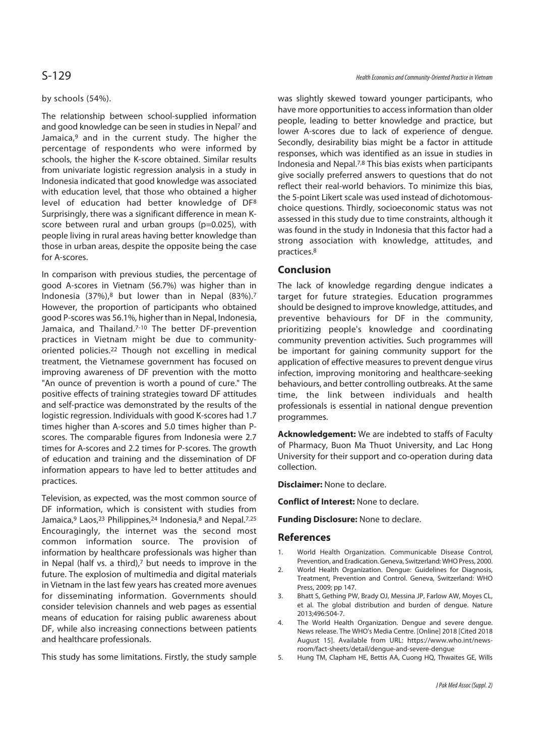by schools (54%).

The relationship between school-supplied information and good knowledge can be seen in studies in Nepal[7] and Jamaica,[9] and in the current study. The higher the percentage of respondents who were informed by schools, the higher the K-score obtained. Similar results from univariate logistic regression analysis in a study in Indonesia indicated that good knowledge was associated with education level, that those who obtained a higher level of education had better knowledge of DF[8] Surprisingly, there was a significant difference in mean K-score between rural and urban groups (p=0.025), with people living in rural areas having better knowledge than those in urban areas, despite the opposite being the case for A-scores.

In comparison with previous studies, the percentage of good A-scores in Vietnam (56.7%) was higher than in Indonesia (37%),[8] but lower than in Nepal (83%).[7] However, the proportion of participants who obtained good P-scores was 56.1%, higher than in Nepal, Indonesia, Jamaica, and Thailand.[7-10] The better DF-prevention practices in Vietnam might be due to community-oriented policies.[22] Though not excelling in medical treatment, the Vietnamese government has focused on improving awareness of DF prevention with the motto "An ounce of prevention is worth a pound of cure." The positive effects of training strategies toward DF attitudes and self-practice was demonstrated by the results of the logistic regression. Individuals with good K-scores had 1.7 times higher than A-scores and 5.0 times higher than P-scores. The comparable figures from Indonesia were 2.7 times for A-scores and 2.2 times for P-scores. The growth of education and training and the dissemination of DF information appears to have led to better attitudes and practices.

Television, as expected, was the most common source of DF information, which is consistent with studies from Jamaica,[9] Laos,[23] Philippines,[24] Indonesia,[8] and Nepal.[7,25] Encouragingly, the internet was the second most common information source. The provision of information by healthcare professionals was higher than in Nepal (half vs. a third),[7] but needs to improve in the future. The explosion of multimedia and digital materials in Vietnam in the last few years has created more avenues for disseminating information. Governments should consider television channels and web pages as essential means of education for raising public awareness about DF, while also increasing connections between patients and healthcare professionals.

This study has some limitations. Firstly, the study sample was slightly skewed toward younger participants, who have more opportunities to access information than older people, leading to better knowledge and practice, but lower A-scores due to lack of experience of dengue. Secondly, desirability bias might be a factor in attitude responses, which was identified as an issue in studies in Indonesia and Nepal.[7,8] This bias exists when participants give socially preferred answers to questions that do not reflect their real-world behaviors. To minimize this bias, the 5-point Likert scale was used instead of dichotomous-choice questions. Thirdly, socioeconomic status was not assessed in this study due to time constraints, although it was found in the study in Indonesia that this factor had a strong association with knowledge, attitudes, and practices.[8]

## Conclusion

The lack of knowledge regarding dengue indicates a target for future strategies. Education programmes should be designed to improve knowledge, attitudes, and preventive behaviours for DF in the community, prioritizing people's knowledge and coordinating community prevention activities. Such programmes will be important for gaining community support for the application of effective measures to prevent dengue virus infection, improving monitoring and healthcare-seeking behaviours, and better controlling outbreaks. At the same time, the link between individuals and health professionals is essential in national dengue prevention programmes.

**Acknowledgement:** We are indebted to staffs of Faculty of Pharmacy, Buon Ma Thuot University, and Lac Hong University for their support and co-operation during data collection.

**Disclaimer:** None to declare.

**Conflict of Interest:** None to declare.

**Funding Disclosure:** None to declare.

## References

1. World Health Organization. Communicable Disease Control, Prevention, and Eradication. Geneva, Switzerland: WHO Press, 2000.
2. World Health Organization. Dengue: Guidelines for Diagnosis, Treatment, Prevention and Control. Geneva, Switzerland: WHO Press, 2009; pp 147.
3. Bhatt S, Gething PW, Brady OJ, Messina JP, Farlow AW, Moyes CL, et al. The global distribution and burden of dengue. Nature 2013;496:504-7.
4. The World Health Organization. Dengue and severe dengue. News release. The WHO's Media Centre. [Online] 2018 [Cited 2018 August 15]. Available from URL: https://www.who.int/news-room/fact-sheets/detail/dengue-and-severe-dengue
5. Hung TM, Clapham HE, Bettis AA, Cuong HQ, Thwaites GE, Wills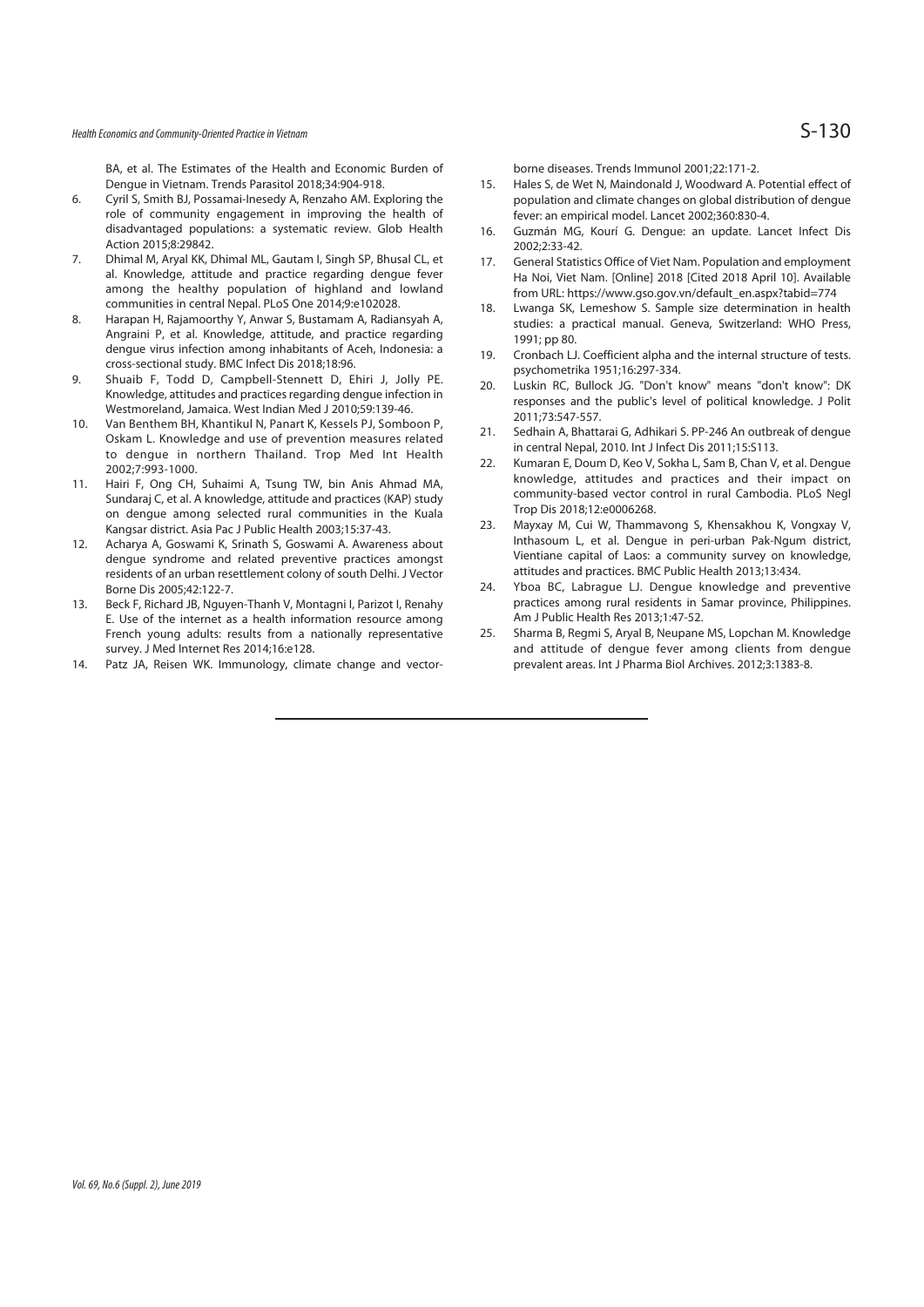BA, et al. The Estimates of the Health and Economic Burden of Dengue in Vietnam. Trends Parasitol 2018;34:904-918.

6. Cyril S, Smith BJ, Possamai-Inesedy A, Renzaho AM. Exploring the role of community engagement in improving the health of disadvantaged populations: a systematic review. Glob Health Action 2015;8:29842.
7. Dhimal M, Aryal KK, Dhimal ML, Gautam I, Singh SP, Bhusal CL, et al. Knowledge, attitude and practice regarding dengue fever among the healthy population of highland and lowland communities in central Nepal. PLoS One 2014;9:e102028.
8. Harapan H, Rajamoorthy Y, Anwar S, Bustamam A, Radiansyah A, Angraini P, et al. Knowledge, attitude, and practice regarding dengue virus infection among inhabitants of Aceh, Indonesia: a cross-sectional study. BMC Infect Dis 2018;18:96.
9. Shuaib F, Todd D, Campbell-Stennett D, Ehiri J, Jolly PE. Knowledge, attitudes and practices regarding dengue infection in Westmoreland, Jamaica. West Indian Med J 2010;59:139-46.
10. Van Benthem BH, Khantikul N, Panart K, Kessels PJ, Somboon P, Oskam L. Knowledge and use of prevention measures related to dengue in northern Thailand. Trop Med Int Health 2002;7:993-1000.
11. Hairi F, Ong CH, Suhaimi A, Tsung TW, bin Anis Ahmad MA, Sundaraj C, et al. A knowledge, attitude and practices (KAP) study on dengue among selected rural communities in the Kuala Kangsar district. Asia Pac J Public Health 2003;15:37-43.
12. Acharya A, Goswami K, Srinath S, Goswami A. Awareness about dengue syndrome and related preventive practices amongst residents of an urban resettlement colony of south Delhi. J Vector Borne Dis 2005;42:122-7.
13. Beck F, Richard JB, Nguyen-Thanh V, Montagni I, Parizot I, Renahy E. Use of the internet as a health information resource among French young adults: results from a nationally representative survey. J Med Internet Res 2014;16:e128.
14. Patz JA, Reisen WK. Immunology, climate change and vector-borne diseases. Trends Immunol 2001;22:171-2.
15. Hales S, de Wet N, Maindonald J, Woodward A. Potential effect of population and climate changes on global distribution of dengue fever: an empirical model. Lancet 2002;360:830-4.
16. Guzmán MG, Kourí G. Dengue: an update. Lancet Infect Dis 2002;2:33-42.
17. General Statistics Office of Viet Nam. Population and employment Ha Noi, Viet Nam. [Online] 2018 [Cited 2018 April 10]. Available from URL: https://www.gso.gov.vn/default_en.aspx?tabid=774
18. Lwanga SK, Lemeshow S. Sample size determination in health studies: a practical manual. Geneva, Switzerland: WHO Press, 1991; pp 80.
19. Cronbach LJ. Coefficient alpha and the internal structure of tests. psychometrika 1951;16:297-334.
20. Luskin RC, Bullock JG. "Don't know" means "don't know": DK responses and the public's level of political knowledge. J Polit 2011;73:547-557.
21. Sedhain A, Bhattarai G, Adhikari S. PP-246 An outbreak of dengue in central Nepal, 2010. Int J Infect Dis 2011;15:S113.
22. Kumaran E, Doum D, Keo V, Sokha L, Sam B, Chan V, et al. Dengue knowledge, attitudes and practices and their impact on community-based vector control in rural Cambodia. PLoS Negl Trop Dis 2018;12:e0006268.
23. Mayxay M, Cui W, Thammavong S, Khensakhou K, Vongxay V, Inthasoum L, et al. Dengue in peri-urban Pak-Ngum district, Vientiane capital of Laos: a community survey on knowledge, attitudes and practices. BMC Public Health 2013;13:434.
24. Yboa BC, Labrague LJ. Dengue knowledge and preventive practices among rural residents in Samar province, Philippines. Am J Public Health Res 2013;1:47-52.
25. Sharma B, Regmi S, Aryal B, Neupane MS, Lopchan M. Knowledge and attitude of dengue fever among clients from dengue prevalent areas. Int J Pharma Biol Archives. 2012;3:1383-8.